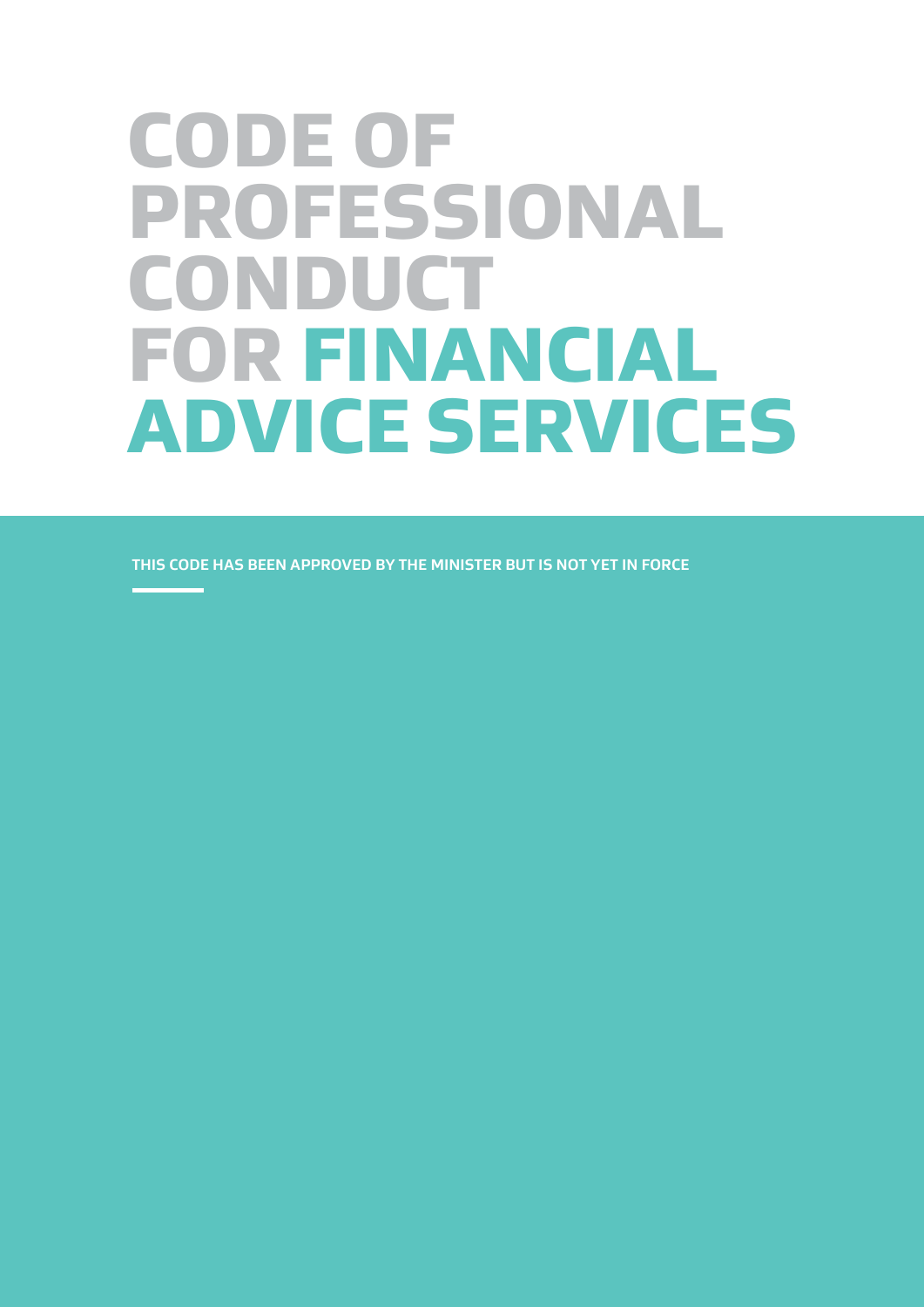# CODE OF PROFESSIONAL CONDUCT FOR FINANCIAL ADVICE SERVICES

**THIS CODE HAS BEEN APPROVED BY THE MINISTER BUT IS NOT YET IN FORCE**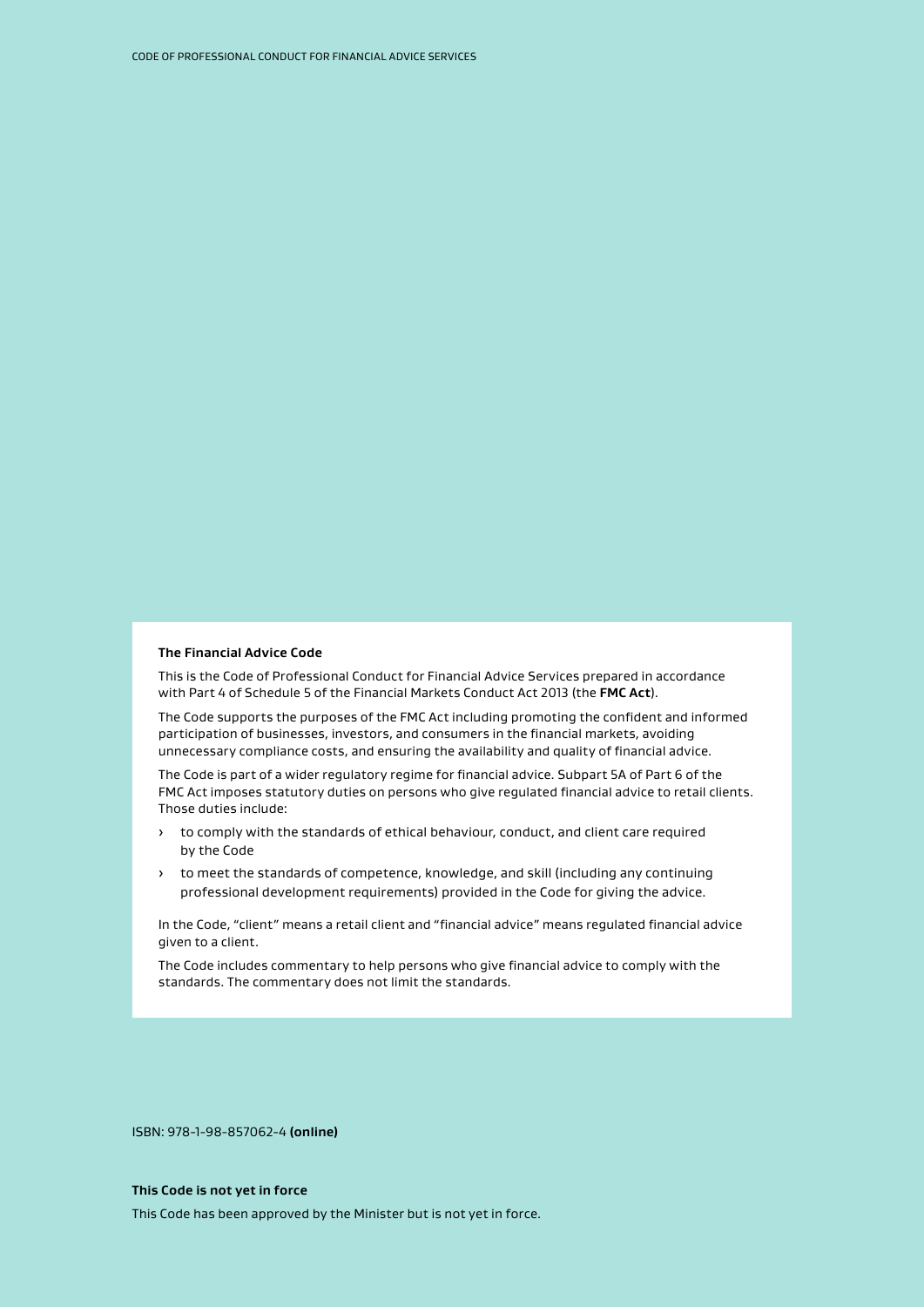## The Financial Advice Code

This is the Code of Professional Conduct for Financial Advice Services prepared in accordance with Part 4 of Schedule 5 of the Financial Markets Conduct Act 2013 (the **FMC Act**).

The Code supports the purposes of the FMC Act including promoting the confident and informed participation of businesses, investors, and consumers in the financial markets, avoiding unnecessary compliance costs, and ensuring the availability and quality of financial advice.

The Code is part of a wider regulatory regime for financial advice. Subpart 5A of Part 6 of the FMC Act imposes statutory duties on persons who give regulated financial advice to retail clients. Those duties include:

- to comply with the standards of ethical behaviour, conduct, and client care required by the Code
- to meet the standards of competence, knowledge, and skill (including any continuing professional development requirements) provided in the Code for giving the advice.

In the Code, "client" means a retail client and "financial advice" means regulated financial advice given to a client.

The Code includes commentary to help persons who give financial advice to comply with the standards. The commentary does not limit the standards.

ISBN: 978-1-98-857062-4 **(online)**

**This Code is not yet in force**

This Code has been approved by the Minister but is not yet in force.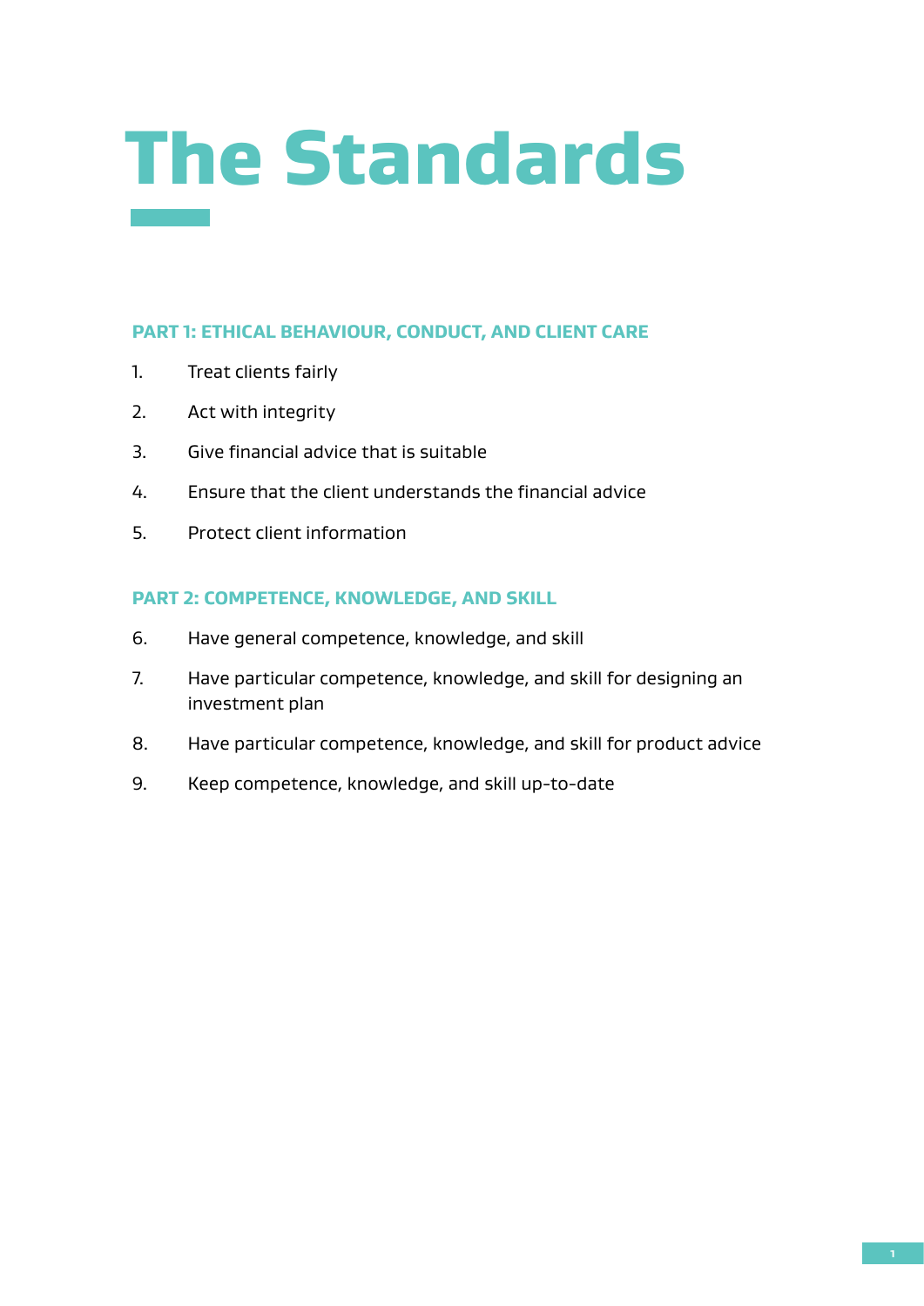# The Standards

## PART 1: ETHICAL BEHAVIOUR, CONDUCT, AND CLIENT CARE

1. Treat clients fairly
2. Act with integrity
3. Give financial advice that is suitable
4. Ensure that the client understands the financial advice
5. Protect client information

## PART 2: COMPETENCE, KNOWLEDGE, AND SKILL

6. Have general competence, knowledge, and skill
7. Have particular competence, knowledge, and skill for designing an investment plan
8. Have particular competence, knowledge, and skill for product advice
9. Keep competence, knowledge, and skill up-to-date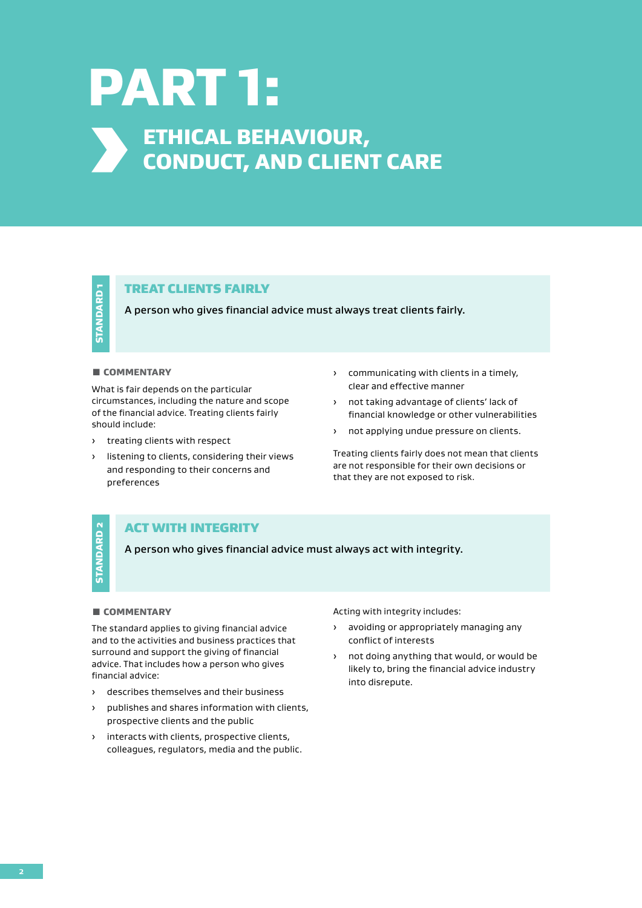# PART 1:

## ETHICAL BEHAVIOUR, CONDUCT, AND CLIENT CARE

### STANDARD 1

### TREAT CLIENTS FAIRLY

A person who gives financial advice must always treat clients fairly.

#### COMMENTARY

What is fair depends on the particular circumstances, including the nature and scope of the financial advice. Treating clients fairly should include:

- treating clients with respect
- listening to clients, considering their views and responding to their concerns and preferences
- communicating with clients in a timely, clear and effective manner
- not taking advantage of clients' lack of financial knowledge or other vulnerabilities
- not applying undue pressure on clients.

Treating clients fairly does not mean that clients are not responsible for their own decisions or that they are not exposed to risk.

### STANDARD 2

### ACT WITH INTEGRITY

A person who gives financial advice must always act with integrity.

#### COMMENTARY

The standard applies to giving financial advice and to the activities and business practices that surround and support the giving of financial advice. That includes how a person who gives financial advice:

- describes themselves and their business
- publishes and shares information with clients, prospective clients and the public
- interacts with clients, prospective clients, colleagues, regulators, media and the public.

Acting with integrity includes:

- avoiding or appropriately managing any conflict of interests
- not doing anything that would, or would be likely to, bring the financial advice industry into disrepute.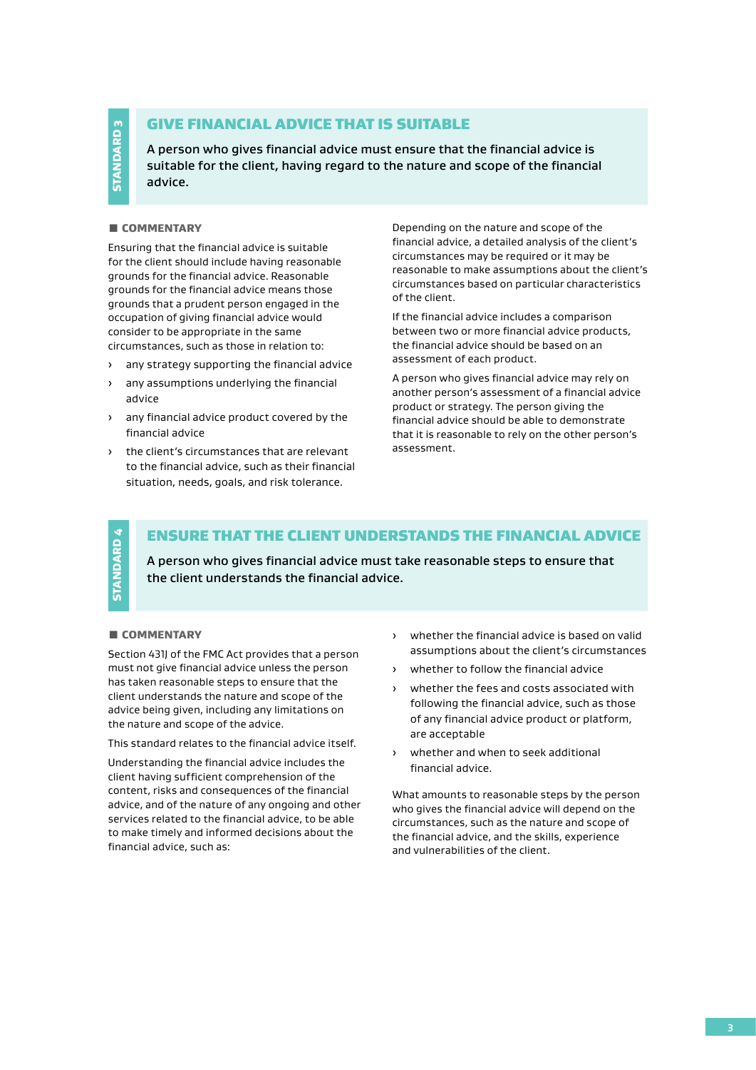STANDARD 3

## GIVE FINANCIAL ADVICE THAT IS SUITABLE

**A person who gives financial advice must ensure that the financial advice is suitable for the client, having regard to the nature and scope of the financial advice.**

### COMMENTARY

Ensuring that the financial advice is suitable for the client should include having reasonable grounds for the financial advice. Reasonable grounds for the financial advice means those grounds that a prudent person engaged in the occupation of giving financial advice would consider to be appropriate in the same circumstances, such as those in relation to:

- any strategy supporting the financial advice
- any assumptions underlying the financial advice
- any financial advice product covered by the financial advice
- the client's circumstances that are relevant to the financial advice, such as their financial situation, needs, goals, and risk tolerance.

Depending on the nature and scope of the financial advice, a detailed analysis of the client's circumstances may be required or it may be reasonable to make assumptions about the client's circumstances based on particular characteristics of the client.

If the financial advice includes a comparison between two or more financial advice products, the financial advice should be based on an assessment of each product.

A person who gives financial advice may rely on another person's assessment of a financial advice product or strategy. The person giving the financial advice should be able to demonstrate that it is reasonable to rely on the other person's assessment.

STANDARD 4

## ENSURE THAT THE CLIENT UNDERSTANDS THE FINANCIAL ADVICE

**A person who gives financial advice must take reasonable steps to ensure that the client understands the financial advice.**

### COMMENTARY

Section 431J of the FMC Act provides that a person must not give financial advice unless the person has taken reasonable steps to ensure that the client understands the nature and scope of the advice being given, including any limitations on the nature and scope of the advice.

This standard relates to the financial advice itself.

Understanding the financial advice includes the client having sufficient comprehension of the content, risks and consequences of the financial advice, and of the nature of any ongoing and other services related to the financial advice, to be able to make timely and informed decisions about the financial advice, such as:

- whether the financial advice is based on valid assumptions about the client's circumstances
- whether to follow the financial advice
- whether the fees and costs associated with following the financial advice, such as those of any financial advice product or platform, are acceptable
- whether and when to seek additional financial advice.

What amounts to reasonable steps by the person who gives the financial advice will depend on the circumstances, such as the nature and scope of the financial advice, and the skills, experience and vulnerabilities of the client.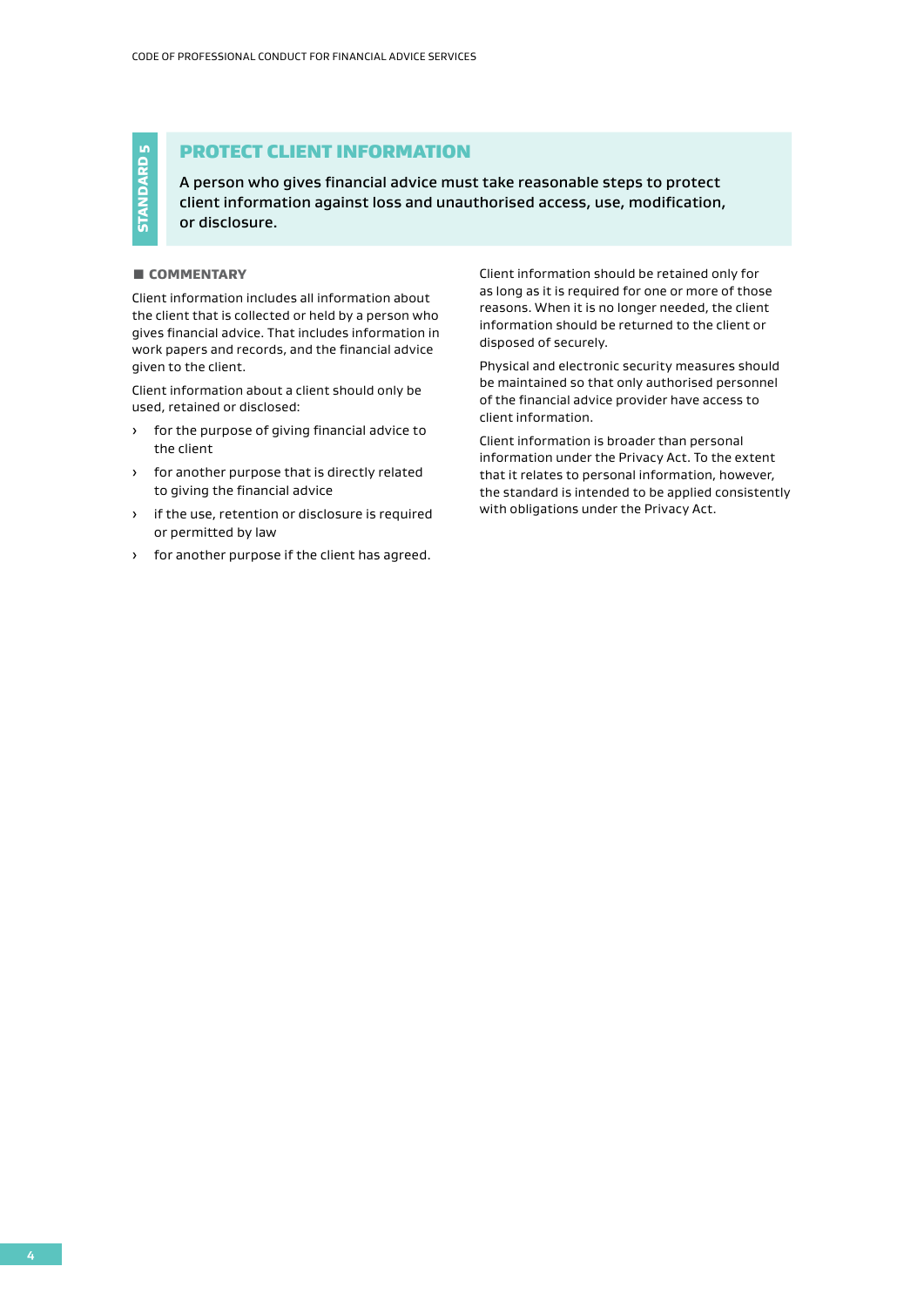STANDARD 5

## PROTECT CLIENT INFORMATION

A person who gives financial advice must take reasonable steps to protect client information against loss and unauthorised access, use, modification, or disclosure.

### COMMENTARY

Client information includes all information about the client that is collected or held by a person who gives financial advice. That includes information in work papers and records, and the financial advice given to the client.

Client information about a client should only be used, retained or disclosed:

- for the purpose of giving financial advice to the client
- for another purpose that is directly related to giving the financial advice
- if the use, retention or disclosure is required or permitted by law
- for another purpose if the client has agreed.

Client information should be retained only for as long as it is required for one or more of those reasons. When it is no longer needed, the client information should be returned to the client or disposed of securely.

Physical and electronic security measures should be maintained so that only authorised personnel of the financial advice provider have access to client information.

Client information is broader than personal information under the Privacy Act. To the extent that it relates to personal information, however, the standard is intended to be applied consistently with obligations under the Privacy Act.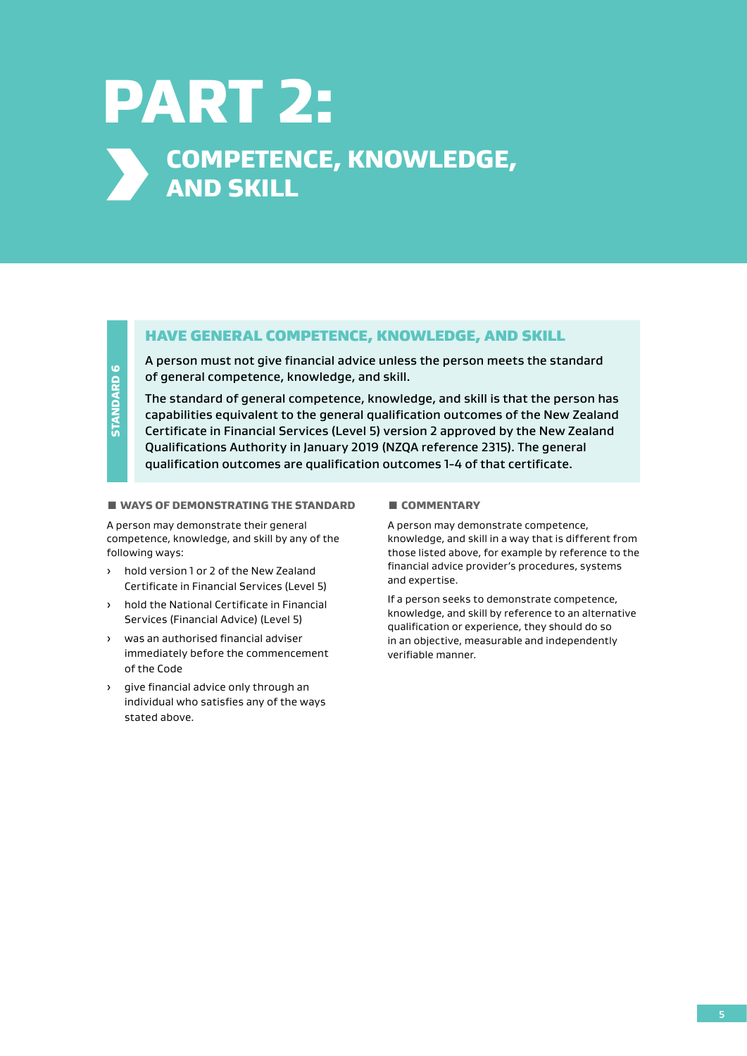# PART 2:

## COMPETENCE, KNOWLEDGE, AND SKILL

**STANDARD 6**

### HAVE GENERAL COMPETENCE, KNOWLEDGE, AND SKILL

A person must not give financial advice unless the person meets the standard of general competence, knowledge, and skill.

The standard of general competence, knowledge, and skill is that the person has capabilities equivalent to the general qualification outcomes of the New Zealand Certificate in Financial Services (Level 5) version 2 approved by the New Zealand Qualifications Authority in January 2019 (NZQA reference 2315). The general qualification outcomes are qualification outcomes 1-4 of that certificate.

#### WAYS OF DEMONSTRATING THE STANDARD

A person may demonstrate their general competence, knowledge, and skill by any of the following ways:

- hold version 1 or 2 of the New Zealand Certificate in Financial Services (Level 5)
- hold the National Certificate in Financial Services (Financial Advice) (Level 5)
- was an authorised financial adviser immediately before the commencement of the Code
- give financial advice only through an individual who satisfies any of the ways stated above.

#### COMMENTARY

A person may demonstrate competence, knowledge, and skill in a way that is different from those listed above, for example by reference to the financial advice provider's procedures, systems and expertise.

If a person seeks to demonstrate competence, knowledge, and skill by reference to an alternative qualification or experience, they should do so in an objective, measurable and independently verifiable manner.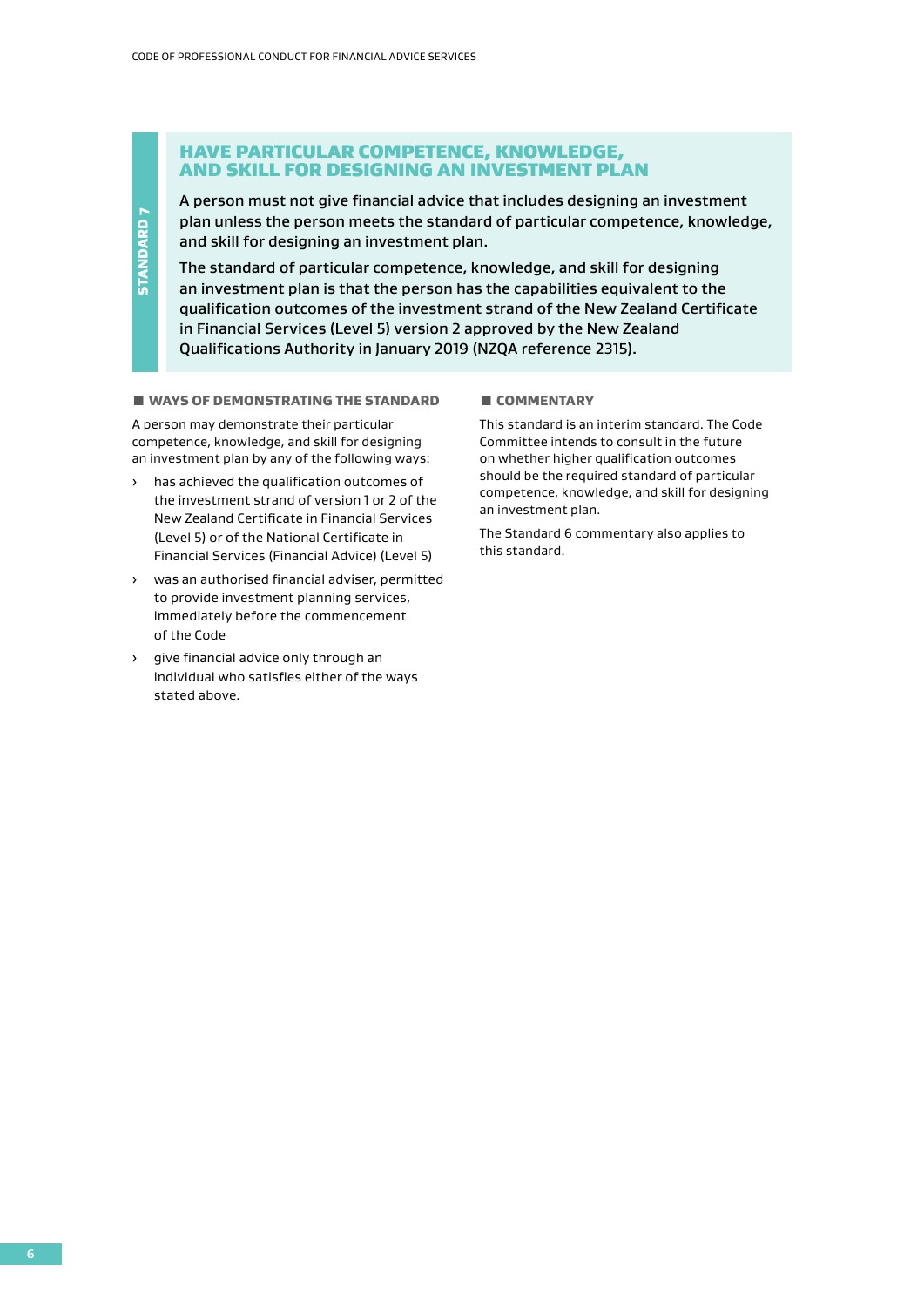STANDARD 7

## HAVE PARTICULAR COMPETENCE, KNOWLEDGE, AND SKILL FOR DESIGNING AN INVESTMENT PLAN

A person must not give financial advice that includes designing an investment plan unless the person meets the standard of particular competence, knowledge, and skill for designing an investment plan.

The standard of particular competence, knowledge, and skill for designing an investment plan is that the person has the capabilities equivalent to the qualification outcomes of the investment strand of the New Zealand Certificate in Financial Services (Level 5) version 2 approved by the New Zealand Qualifications Authority in January 2019 (NZQA reference 2315).

### WAYS OF DEMONSTRATING THE STANDARD

A person may demonstrate their particular competence, knowledge, and skill for designing an investment plan by any of the following ways:

- has achieved the qualification outcomes of the investment strand of version 1 or 2 of the New Zealand Certificate in Financial Services (Level 5) or of the National Certificate in Financial Services (Financial Advice) (Level 5)
- was an authorised financial adviser, permitted to provide investment planning services, immediately before the commencement of the Code
- give financial advice only through an individual who satisfies either of the ways stated above.

### COMMENTARY

This standard is an interim standard. The Code Committee intends to consult in the future on whether higher qualification outcomes should be the required standard of particular competence, knowledge, and skill for designing an investment plan.

The Standard 6 commentary also applies to this standard.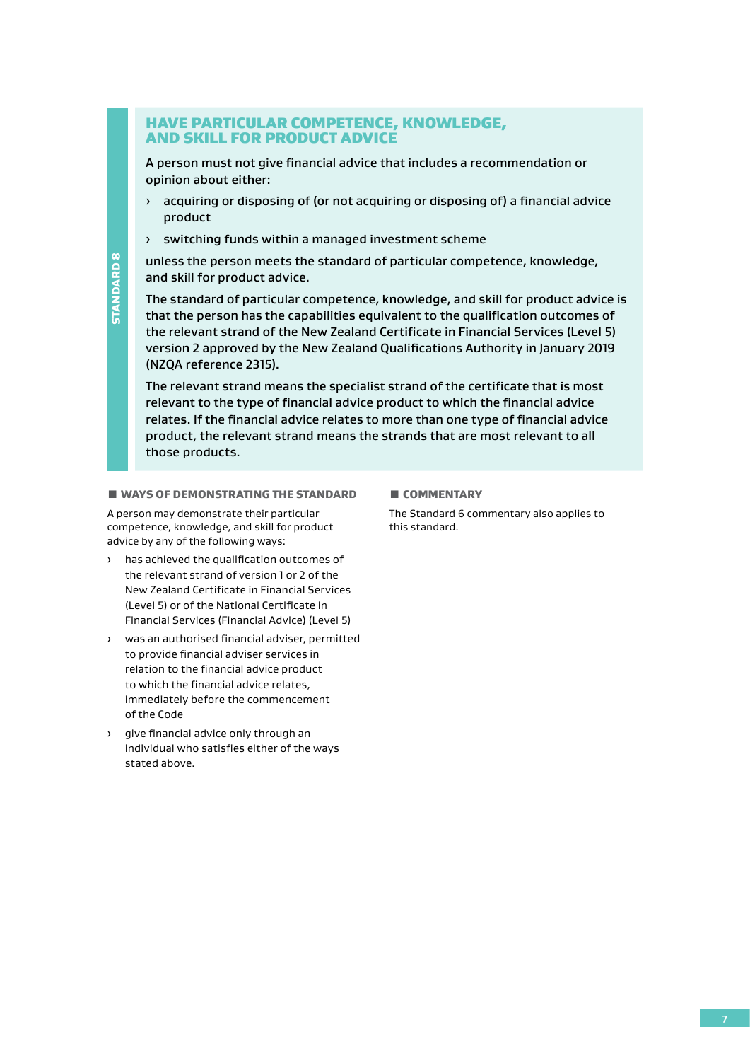STANDARD 8

## HAVE PARTICULAR COMPETENCE, KNOWLEDGE, AND SKILL FOR PRODUCT ADVICE

A person must not give financial advice that includes a recommendation or opinion about either:

- acquiring or disposing of (or not acquiring or disposing of) a financial advice product
- switching funds within a managed investment scheme

unless the person meets the standard of particular competence, knowledge, and skill for product advice.

The standard of particular competence, knowledge, and skill for product advice is that the person has the capabilities equivalent to the qualification outcomes of the relevant strand of the New Zealand Certificate in Financial Services (Level 5) version 2 approved by the New Zealand Qualifications Authority in January 2019 (NZQA reference 2315).

The relevant strand means the specialist strand of the certificate that is most relevant to the type of financial advice product to which the financial advice relates. If the financial advice relates to more than one type of financial advice product, the relevant strand means the strands that are most relevant to all those products.

### WAYS OF DEMONSTRATING THE STANDARD

A person may demonstrate their particular competence, knowledge, and skill for product advice by any of the following ways:

- has achieved the qualification outcomes of the relevant strand of version 1 or 2 of the New Zealand Certificate in Financial Services (Level 5) or of the National Certificate in Financial Services (Financial Advice) (Level 5)
- was an authorised financial adviser, permitted to provide financial adviser services in relation to the financial advice product to which the financial advice relates, immediately before the commencement of the Code
- give financial advice only through an individual who satisfies either of the ways stated above.

### COMMENTARY

The Standard 6 commentary also applies to this standard.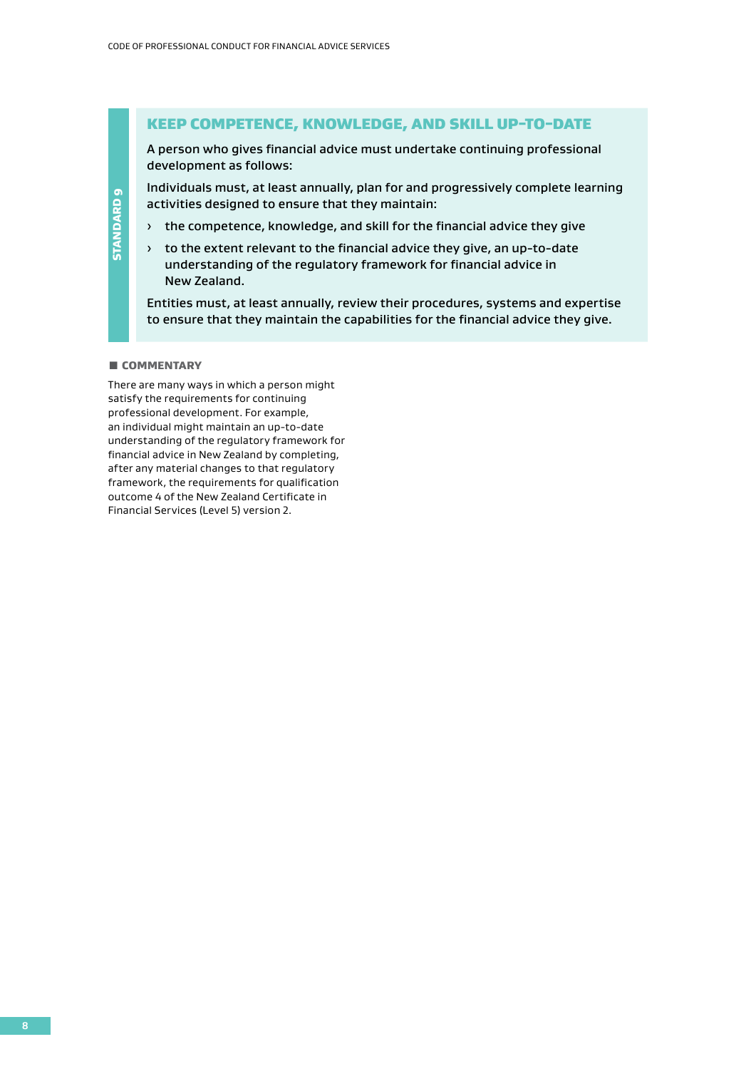**STANDARD 9**

## KEEP COMPETENCE, KNOWLEDGE, AND SKILL UP-TO-DATE

A person who gives financial advice must undertake continuing professional development as follows:

Individuals must, at least annually, plan for and progressively complete learning activities designed to ensure that they maintain:

- the competence, knowledge, and skill for the financial advice they give
- to the extent relevant to the financial advice they give, an up-to-date understanding of the regulatory framework for financial advice in New Zealand.

Entities must, at least annually, review their procedures, systems and expertise to ensure that they maintain the capabilities for the financial advice they give.

### COMMENTARY

There are many ways in which a person might satisfy the requirements for continuing professional development. For example, an individual might maintain an up-to-date understanding of the regulatory framework for financial advice in New Zealand by completing, after any material changes to that regulatory framework, the requirements for qualification outcome 4 of the New Zealand Certificate in Financial Services (Level 5) version 2.